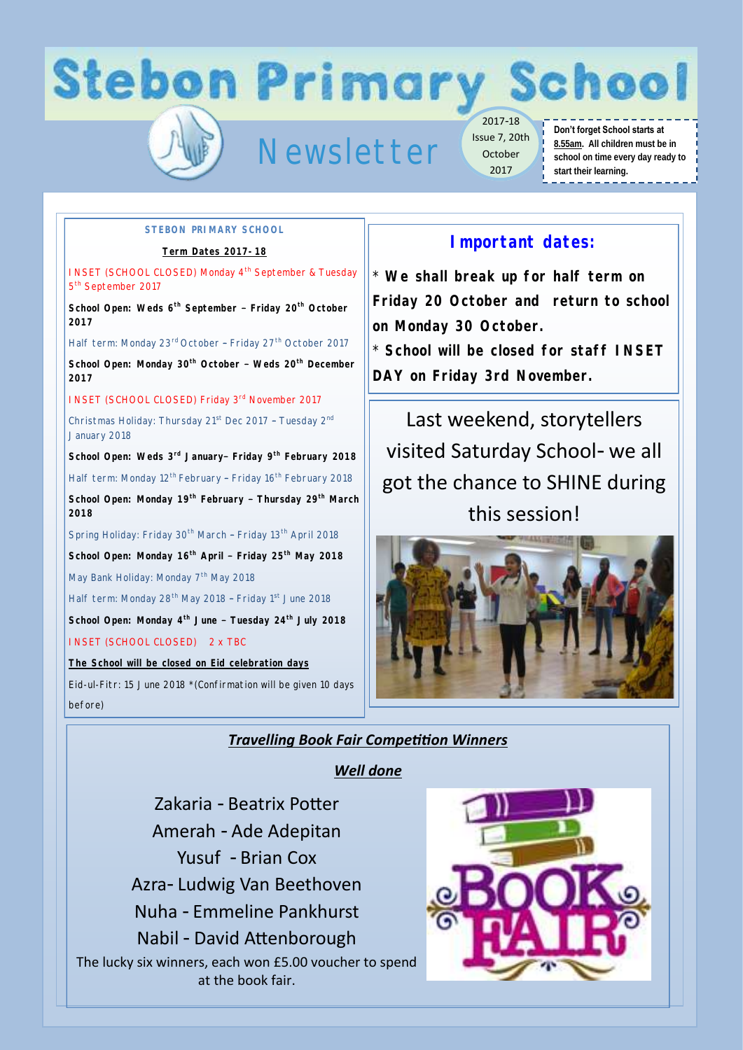# Stebon Primary School

## Newsletter

2017-18 Issue 7, 20th October 2017

**Don't forget School starts at 8.55am. All children must be in school on time every day ready to start their learning.**

### STEBON PRIMARY SCHOOL

**Term Dates 2017-18**

INSET (SCHOOL CLOSED) Monday 4th September & Tuesday 5th September 2017

**School Open: Weds 6th September – Friday 20th October 2017**

Half term: Monday 23rd October – Friday 27th October 2017

**School Open: Monday 30th October – Weds 20th December 2017**

INSET (SCHOOL CLOSED) Friday 3rd November 2017

Christmas Holiday: Thursday 21st Dec 2017 – Tuesday 2nd January 2018

**School Open: Weds 3rd January– Friday 9th February 2018**

Half term: Monday 12th February – Friday 16th February 2018

**School Open: Monday 19th February – Thursday 29th March 2018**

Spring Holiday: Friday 30th March – Friday 13th April 2018

**School Open: Monday 16th April – Friday 25th May 2018**

May Bank Holiday: Monday 7th May 2018

Half term: Monday 28th May 2018 – Friday 1st June 2018

**School Open: Monday 4th June – Tuesday 24th July 2018**

INSET (SCHOOL CLOSED) 2 x TBC

**The School will be closed on Eid celebration days**

Eid-ul-Fitr: 15 June 2018 *(Confirmation will be given 10 days before)

### Important dates:

* **We shall break up for half term on Friday 20 October and return to school on Monday 30 October.**
* **School will be closed for staff INSET DAY on Friday 3rd November.**

Last weekend, storytellers visited Saturday School- we all got the chance to SHINE during this session!

### Travelling Book Fair Competition Winners

**Well done**

Zakaria - Beatrix Potter
Amerah - Ade Adepitan
Yusuf - Brian Cox
Azra- Ludwig Van Beethoven
Nuha - Emmeline Pankhurst
Nabil - David Attenborough

The lucky six winners, each won £5.00 voucher to spend at the book fair.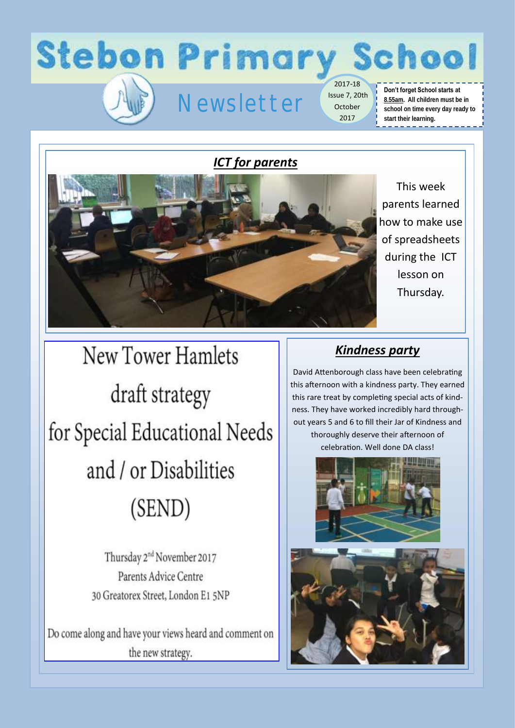# Stebon Primary School

## Newsletter

2017-18 Issue 7, 20th October 2017

**Don't forget School starts at 8.55am. All children must be in school on time every day ready to start their learning.**

## *ICT for parents*

This week parents learned how to make use of spreadsheets during the ICT lesson on Thursday.

# New Tower Hamlets draft strategy for Special Educational Needs and / or Disabilities (SEND)

Thursday 2nd November 2017
Parents Advice Centre
30 Greatorex Street, London E1 5NP

Do come along and have your views heard and comment on the new strategy.

## *Kindness party*

David Attenborough class have been celebrating this afternoon with a kindness party. They earned this rare treat by completing special acts of kindness. They have worked incredibly hard throughout years 5 and 6 to fill their Jar of Kindness and thoroughly deserve their afternoon of celebration. Well done DA class!